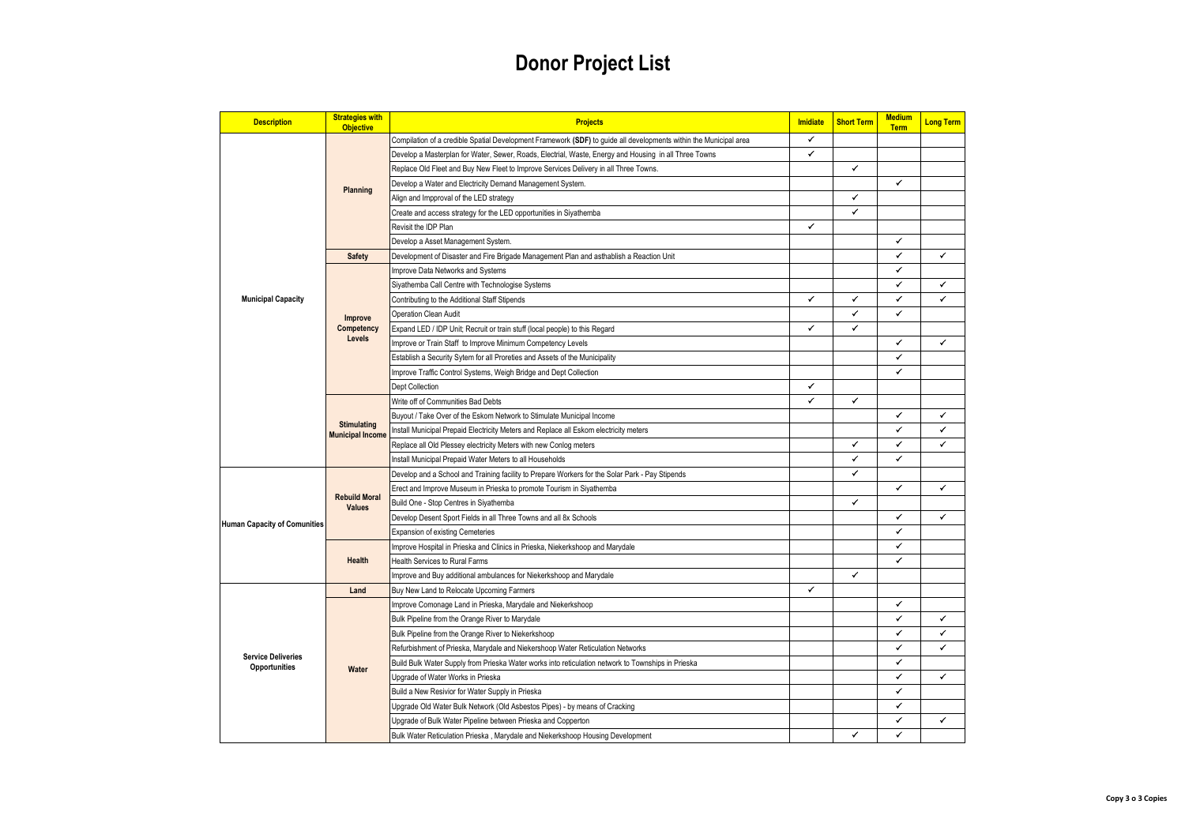# Donor Project List

| Description | Strategies with Objective | Projects | Imidiate | Short Term | Medium Term | Long Term |
|---|---|---|---|---|---|---|
| Municipal Capacity | Planning | Compilation of a credible Spatial Development Framework **(SDF)** to guide all developments within the Municipal area | ✓ | | | |
| | | Develop a Masterplan for Water, Sewer, Roads, Electrial, Waste, Energy and Housing in all Three Towns | ✓ | | | |
| | | Replace Old Fleet and Buy New Fleet to Improve Services Delivery in all Three Towns. | | ✓ | | |
| | | Develop a Water and Electricity Demand Management System. | | | ✓ | |
| | | Align and Impproval of the LED strategy | | ✓ | | |
| | | Create and access strategy for the LED opportunities in Siyathemba | | ✓ | | |
| | | Revisit the IDP Plan | ✓ | | | |
| | | Develop a Asset Management System. | | | ✓ | |
| | Safety | Development of Disaster and Fire Brigade Management Plan and asthablish a Reaction Unit | | | ✓ | ✓ |
| | Improve Competency Levels | Improve Data Networks and Systems | | | ✓ | |
| | | Siyathemba Call Centre with Technologise Systems | | | ✓ | ✓ |
| | | Contributing to the Additional Staff Stipends | ✓ | ✓ | ✓ | ✓ |
| | | Operation Clean Audit | | ✓ | ✓ | |
| | | Expand LED / IDP Unit; Recruit or train stuff (local people) to this Regard | ✓ | ✓ | | |
| | | Improve or Train Staff to Improve Minimum Competency Levels | | | ✓ | ✓ |
| | | Establish a Security Sytem for all Proreties and Assets of the Municipality | | | ✓ | |
| | | Improve Traffic Control Systems, Weigh Bridge and Dept Collection | | | ✓ | |
| | | Dept Collection | ✓ | | | |
| | Stimulating Municipal Income | Write off of Communities Bad Debts | ✓ | ✓ | | |
| | | Buyout / Take Over of the Eskom Network to Stimulate Municipal Income | | | ✓ | ✓ |
| | | Install Municipal Prepaid Electricity Meters and Replace all Eskom electricity meters | | | ✓ | ✓ |
| | | Replace all Old Plessey electricity Meters with new Conlog meters | | ✓ | ✓ | ✓ |
| | | Install Municipal Prepaid Water Meters to all Households | | ✓ | ✓ | |
| Human Capacity of Comunities | Rebuild Moral Values | Develop and a School and Training facility to Prepare Workers for the Solar Park - Pay Stipends | | ✓ | | |
| | | Erect and Improve Museum in Prieska to promote Tourism in Siyathemba | | | ✓ | ✓ |
| | | Build One - Stop Centres in Siyathemba | | ✓ | | |
| | | Develop Desent Sport Fields in all Three Towns and all 8x Schools | | | ✓ | ✓ |
| | | Expansion of existing Cemeteries | | | ✓ | |
| | Health | Improve Hospital in Prieska and Clinics in Prieska, Niekerkshoop and Marydale | | | ✓ | |
| | | Health Services to Rural Farms | | | ✓ | |
| | | Improve and Buy additional ambulances for Niekerkshoop and Marydale | | ✓ | | |
| Service Deliveries Opportunities | Land | Buy New Land to Relocate Upcoming Farmers | ✓ | | | |
| | Water | Improve Comonage Land in Prieska, Marydale and Niekerkshoop | | | ✓ | |
| | | Bulk Pipeline from the Orange River to Marydale | | | ✓ | ✓ |
| | | Bulk Pipeline from the Orange River to Niekerkshoop | | | ✓ | ✓ |
| | | Refurbishment of Prieska, Marydale and Niekershoop Water Reticulation Networks | | | ✓ | ✓ |
| | | Build Bulk Water Supply from Prieska Water works into reticulation network to Townships in Prieska | | | ✓ | |
| | | Upgrade of Water Works in Prieska | | | ✓ | ✓ |
| | | Build a New Resivior for Water Supply in Prieska | | | ✓ | |
| | | Upgrade Old Water Bulk Network (Old Asbestos Pipes) - by means of Cracking | | | ✓ | |
| | | Upgrade of Bulk Water Pipeline between Prieska and Copperton | | | ✓ | ✓ |
| | | Bulk Water Reticulation Prieska , Marydale and Niekerkshoop Housing Development | | ✓ | ✓ | |

**Copy 3 o 3 Copies**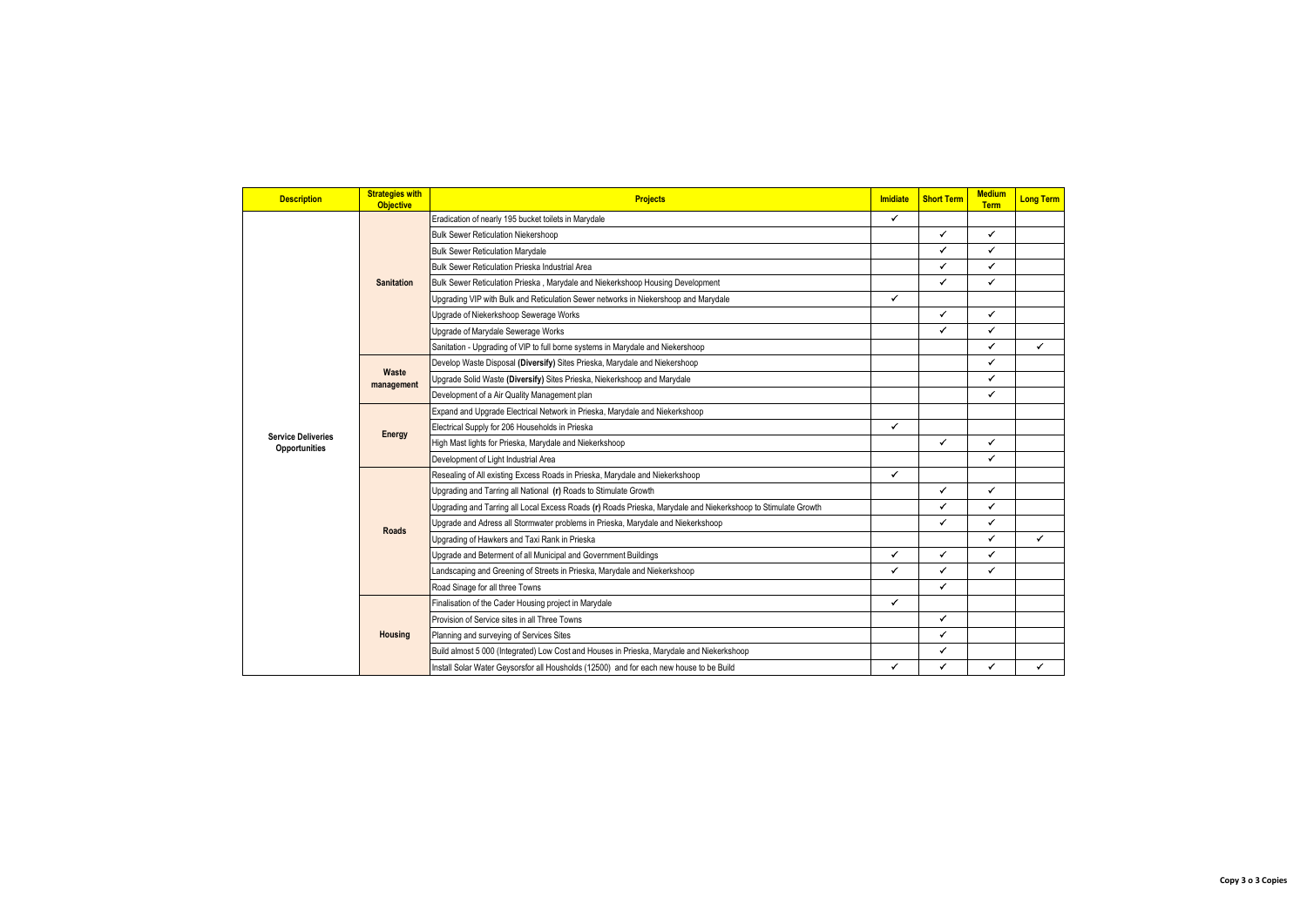| Description | Strategies with Objective | Projects | Imidiate | Short Term | Medium Term | Long Term |
|---|---|---|---|---|---|---|
| Service Deliveries Opportunities | Sanitation | Eradication of nearly 195 bucket toilets in Marydale | ✓ | | | |
| | | Bulk Sewer Reticulation Niekershoop | | ✓ | ✓ | |
| | | Bulk Sewer Reticulation Marydale | | ✓ | ✓ | |
| | | Bulk Sewer Reticulation Prieska Industrial Area | | ✓ | ✓ | |
| | | Bulk Sewer Reticulation Prieska , Marydale and Niekerkshoop Housing Development | | ✓ | ✓ | |
| | | Upgrading VIP with Bulk and Reticulation Sewer networks in Niekershoop and Marydale | ✓ | | | |
| | | Upgrade of Niekerkshoop Sewerage Works | | ✓ | ✓ | |
| | | Upgrade of Marydale Sewerage Works | | ✓ | ✓ | |
| | | Sanitation - Upgrading of VIP to full borne systems in Marydale and Niekershoop | | | ✓ | ✓ |
| | Waste management | Develop Waste Disposal **(Diversify)** Sites Prieska, Marydale and Niekershoop | | | ✓ | |
| | | Upgrade Solid Waste **(Diversify)** Sites Prieska, Niekerkshoop and Marydale | | | ✓ | |
| | | Development of a Air Quality Management plan | | | ✓ | |
| | Energy | Expand and Upgrade Electrical Network in Prieska, Marydale and Niekerkshoop | | | | |
| | | Electrical Supply for 206 Households in Prieska | ✓ | | | |
| | | High Mast lights for Prieska, Marydale and Niekerkshoop | | ✓ | ✓ | |
| | | Development of Light Industrial Area | | | ✓ | |
| | Roads | Resealing of All existing Excess Roads in Prieska, Marydale and Niekerkshoop | ✓ | | | |
| | | Upgrading and Tarring all National **(r)** Roads to Stimulate Growth | | ✓ | ✓ | |
| | | Upgrading and Tarring all Local Excess Roads **(r)** Roads Prieska, Marydale and Niekerkshoop to Stimulate Growth | | ✓ | ✓ | |
| | | Upgrade and Adress all Stormwater problems in Prieska, Marydale and Niekershoop | | ✓ | ✓ | |
| | | Upgrading of Hawkers and Taxi Rank in Prieska | | | ✓ | ✓ |
| | | Upgrade and Beterment of all Municipal and Government Buildings | ✓ | ✓ | ✓ | |
| | | Landscaping and Greening of Streets in Prieska, Marydale and Niekerkshoop | ✓ | ✓ | ✓ | |
| | | Road Sinage for all three Towns | | ✓ | | |
| | Housing | Finalisation of the Cader Housing project in Marydale | ✓ | | | |
| | | Provision of Service sites in all Three Towns | | ✓ | | |
| | | Planning and surveying of Services Sites | | ✓ | | |
| | | Build almost 5 000 (Integrated) Low Cost and Houses in Prieska, Marydale and Niekerkshoop | | ✓ | | |
| | | Install Solar Water Geysorsfor all Housholds (12500) and for each new house to be Build | ✓ | ✓ | ✓ | ✓ |

Copy 3 o 3 Copies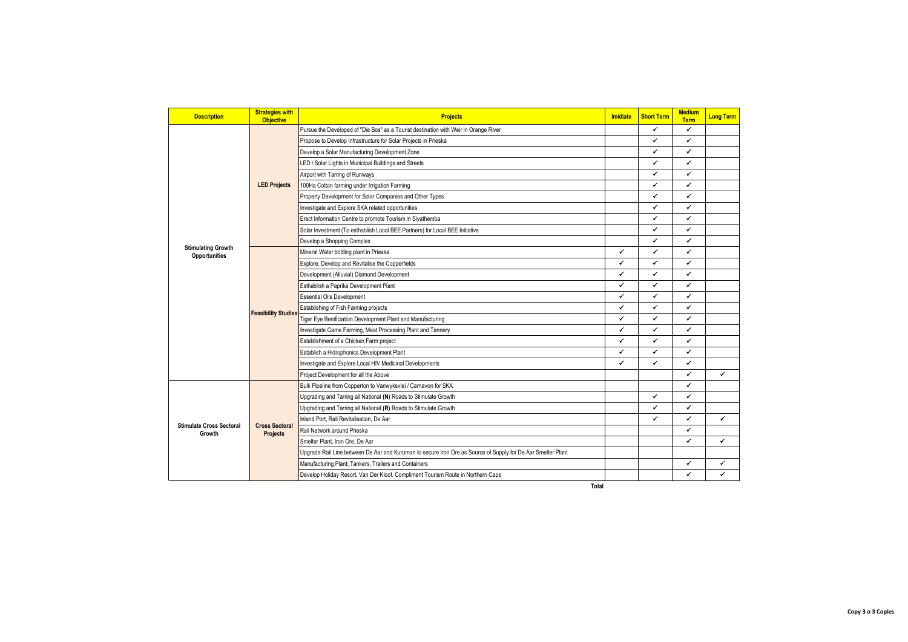| Description | Strategies with Objective | Projects | Imidiate | Short Term | Medium Term | Long Term |
|---|---|---|---|---|---|---|
| Stimulating Growth Opportunities | LED Projects | Pursue the Developed of "Die Bos" as a Tourist destination with Weir in Orange River | | ✓ | ✓ | |
| | | Propose to Develop Infrastructure for Solar Projects in Prieska | | ✓ | ✓ | |
| | | Develop a Solar Manufacturing Development Zone | | ✓ | ✓ | |
| | | LED / Solar Lights in Municipal Buildings and Streets | | ✓ | ✓ | |
| | | Airport with Tarring of Runways | | ✓ | ✓ | |
| | | 100Ha Cotton farming under Irrigation Farming | | ✓ | ✓ | |
| | | Property Development for Solar Companies and Other Types | | ✓ | ✓ | |
| | | Investigate and Explore SKA related opportunities | | ✓ | ✓ | |
| | | Erect Information Centre to promote Tourism in Siyathemba | | ✓ | ✓ | |
| | | Solar Investment (To esthablish Local BEE Partners) for Local BEE Initiative | | ✓ | ✓ | |
| | | Develop a Shopping Complex | | ✓ | ✓ | |
| | Feasibility Studies | Mineral Water bottling plant in Prieska | ✓ | ✓ | ✓ | |
| | | Explore, Develop and Revitalise the Copperfields | ✓ | ✓ | ✓ | |
| | | Development (Alluvial) Diamond Development | ✓ | ✓ | ✓ | |
| | | Esthablish a Paprika Development Plant | ✓ | ✓ | ✓ | |
| | | Essential Oils Development | ✓ | ✓ | ✓ | |
| | | Establishing of Fish Farming projects | ✓ | ✓ | ✓ | |
| | | Tiger Eye Benificiation Development Plant and Manufacturing | ✓ | ✓ | ✓ | |
| | | Investigate Game Farming, Meat Processing Plant and Tannery | ✓ | ✓ | ✓ | |
| | | Establishment of a Chicken Farm project | ✓ | ✓ | ✓ | |
| | | Establish a Hidrophonics Development Plant | ✓ | ✓ | ✓ | |
| | | Investigate and Explore Local HIV Medicinal Developments | ✓ | ✓ | ✓ | |
| | | Project Development for all the Above | | | ✓ | ✓ |
| Stimulate Cross Sectoral Growth | Cross Sectoral Projects | Bulk Pipeline from Copperton to Vanwyksvlei / Carnavon for SKA | | | ✓ | |
| | | Upgrading and Tarring all National **(N)** Roads to Stimulate Growth | | ✓ | ✓ | |
| | | Upgrading and Tarring all National **(R)** Roads to Stimulate Growth | | ✓ | ✓ | |
| | | Inland Port, Rail Revitalisation, De Aar | | ✓ | ✓ | ✓ |
| | | Rail Network around Prieska | | | ✓ | |
| | | Smelter Plant, Iron Ore, De Aar | | | ✓ | ✓ |
| | | Upgrade Rail Line between De Aar and Kuruman to secure Iron Ore as Source of Supply for De Aar Smelter Plant | | | | |
| | | Manufacturing Plant; Tankers, Trailers and Containers | | | ✓ | ✓ |
| | | Develop Holiday Resort, Van Der Kloof. Compliment Tourism Route in Northern Cape | | | ✓ | ✓ |
| | | **Total** | | | | |

**Copy 3 o 3 Copies**